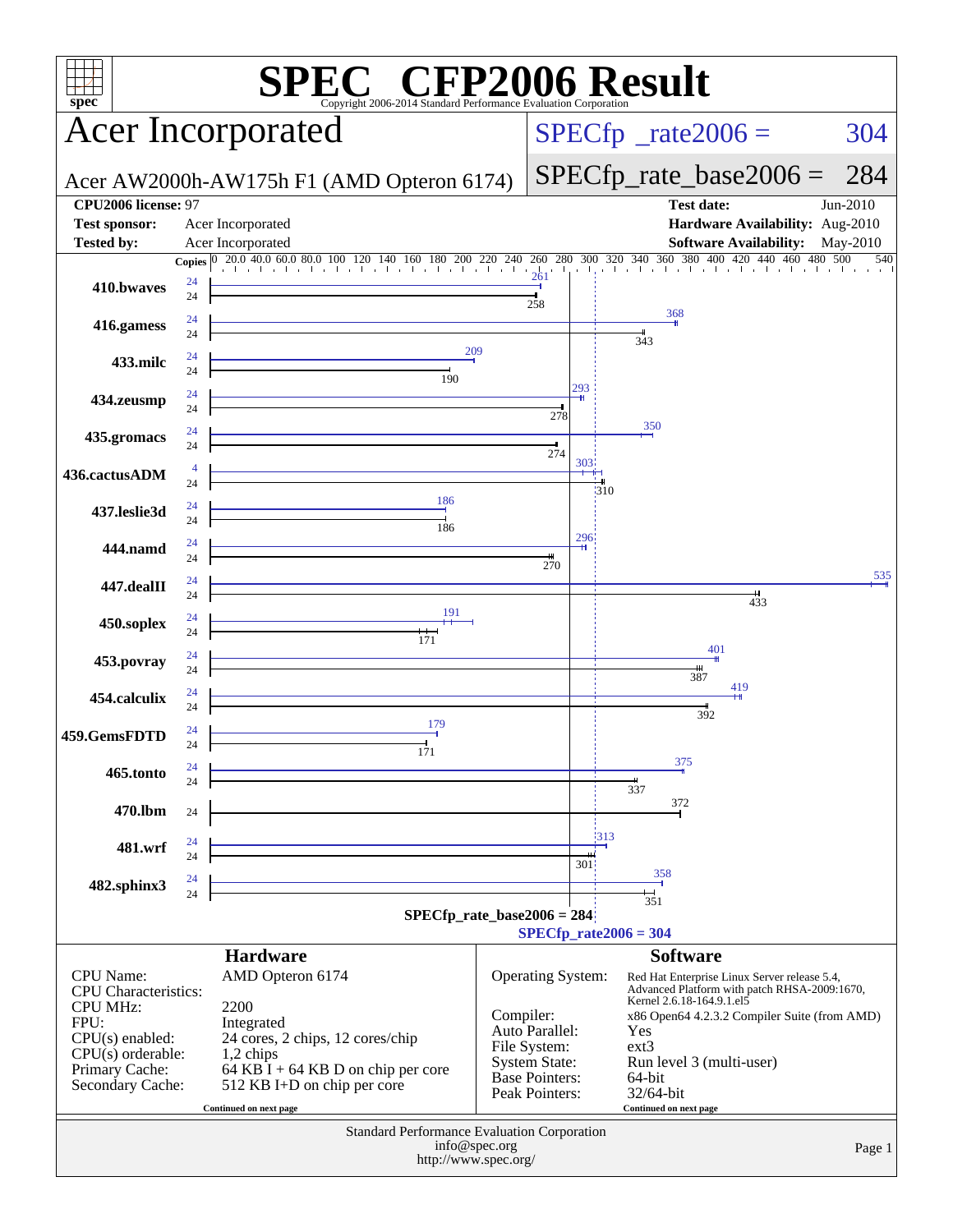# SPEC CFP2006 Result

Copyright 2006-2014 Standard Performance Evaluation Corporation

## Acer Incorporated

Acer AW2000h-AW175h F1 (AMD Opteron 6174)

SPECfp_rate2006 = 304

SPECfp_rate_base2006 = 284

| | | | |
|---|---|---|---|
| **CPU2006 license:** | 97 | **Test date:** | Jun-2010 |
| **Test sponsor:** | Acer Incorporated | **Hardware Availability:** | Aug-2010 |
| **Tested by:** | Acer Incorporated | **Software Availability:** | May-2010 |

| Benchmark | Copies (peak) | Peak | Copies (base) | Base |
|---|---|---|---|---|
| 410.bwaves | 24 | 261 | 24 | 258 |
| 416.gamess | 24 | 368 | 24 | 343 |
| 433.milc | 24 | 209 | 24 | 190 |
| 434.zeusmp | 24 | 293 | 24 | 278 |
| 435.gromacs | 24 | 350 | 24 | 274 |
| 436.cactusADM | 4 | 303 | 24 | 310 |
| 437.leslie3d | 24 | 186 | 24 | 186 |
| 444.namd | 24 | 296 | 24 | 270 |
| 447.dealII | 24 | 535 | 24 | 433 |
| 450.soplex | 24 | 191 | 24 | 171 |
| 453.povray | 24 | 401 | 24 | 387 |
| 454.calculix | 24 | 419 | 24 | 392 |
| 459.GemsFDTD | 24 | 179 | 24 | 171 |
| 465.tonto | 24 | 375 | 24 | 337 |
| 470.lbm | | | 24 | 372 |
| 481.wrf | 24 | 313 | 24 | 301 |
| 482.sphinx3 | 24 | 358 | 24 | 351 |

SPECfp_rate_base2006 = 284

SPECfp_rate2006 = 304

## Hardware

| | |
|---|---|
| CPU Name: | AMD Opteron 6174 |
| CPU Characteristics: | |
| CPU MHz: | 2200 |
| FPU: | Integrated |
| CPU(s) enabled: | 24 cores, 2 chips, 12 cores/chip |
| CPU(s) orderable: | 1,2 chips |
| Primary Cache: | 64 KB I + 64 KB D on chip per core |
| Secondary Cache: | 512 KB I+D on chip per core |

Continued on next page

## Software

| | |
|---|---|
| Operating System: | Red Hat Enterprise Linux Server release 5.4, Advanced Platform with patch RHSA-2009:1670, Kernel 2.6.18-164.9.1.el5 |
| Compiler: | x86 Open64 4.2.3.2 Compiler Suite (from AMD) |
| Auto Parallel: | Yes |
| File System: | ext3 |
| System State: | Run level 3 (multi-user) |
| Base Pointers: | 64-bit |
| Peak Pointers: | 32/64-bit |

Continued on next page

Standard Performance Evaluation Corporation
info@spec.org
http://www.spec.org/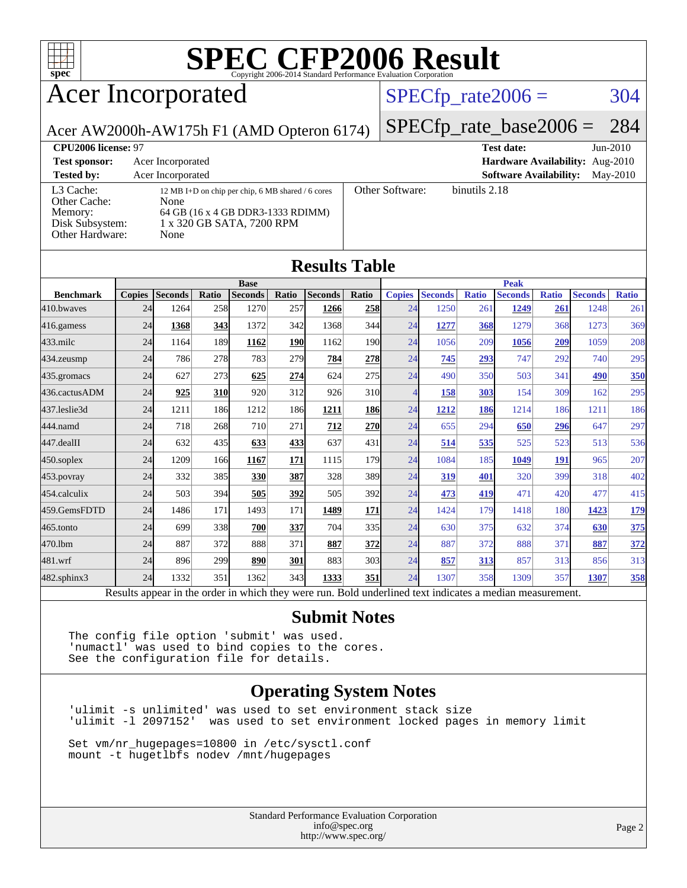# SPEC CFP2006 Result

Copyright 2006-2014 Standard Performance Evaluation Corporation

## Acer Incorporated

Acer AW2000h-AW175h F1 (AMD Opteron 6174)

SPECfp_rate2006 = 304

SPECfp_rate_base2006 = 284

**CPU2006 license:** 97

**Test sponsor:** Acer Incorporated

**Tested by:** Acer Incorporated

**Test date:** Jun-2010

**Hardware Availability:** Aug-2010

**Software Availability:** May-2010

L3 Cache: 12 MB I+D on chip per chip, 6 MB shared / 6 cores
Other Cache: None
Memory: 64 GB (16 x 4 GB DDR3-1333 RDIMM)
Disk Subsystem: 1 x 320 GB SATA, 7200 RPM
Other Hardware: None

Other Software: binutils 2.18

## Results Table

| Benchmark | Base | | | | | | | Peak | | | | | | |
|---|---|---|---|---|---|---|---|---|---|---|---|---|---|---|
| | Copies | Seconds | Ratio | Seconds | Ratio | Seconds | Ratio | Copies | Seconds | Ratio | Seconds | Ratio | Seconds | Ratio |
| 410.bwaves | 24 | 1264 | 258 | 1270 | 257 | **1266** | **258** | 24 | 1250 | 261 | **1249** | **261** | 1248 | 261 |
| 416.gamess | 24 | **1368** | **343** | 1372 | 342 | 1368 | 344 | 24 | **1277** | **368** | 1279 | 368 | 1273 | 369 |
| 433.milc | 24 | 1164 | 189 | **1162** | **190** | 1162 | 190 | 24 | 1056 | 209 | **1056** | **209** | 1059 | 208 |
| 434.zeusmp | 24 | 786 | 278 | 783 | 279 | **784** | **278** | 24 | **745** | **293** | 747 | 292 | 740 | 295 |
| 435.gromacs | 24 | 627 | 273 | **625** | **274** | 624 | 275 | 24 | 490 | 350 | 503 | 341 | **490** | **350** |
| 436.cactusADM | 24 | **925** | **310** | 920 | 312 | 926 | 310 | 4 | **158** | **303** | 154 | 309 | 162 | 295 |
| 437.leslie3d | 24 | 1211 | 186 | 1212 | 186 | **1211** | **186** | 24 | **1212** | **186** | 1214 | 186 | 1211 | 186 |
| 444.namd | 24 | 718 | 268 | 710 | 271 | **712** | **270** | 24 | 655 | 294 | **650** | **296** | 647 | 297 |
| 447.dealII | 24 | 632 | 435 | **633** | **433** | 637 | 431 | 24 | **514** | **535** | 525 | 523 | 513 | 536 |
| 450.soplex | 24 | 1209 | 166 | **1167** | **171** | 1115 | 179 | 24 | 1084 | 185 | **1049** | **191** | 965 | 207 |
| 453.povray | 24 | 332 | 385 | **330** | **387** | 328 | 389 | 24 | **319** | **401** | 320 | 399 | 318 | 402 |
| 454.calculix | 24 | 503 | 394 | **505** | **392** | 505 | 392 | 24 | **473** | **419** | 471 | 420 | 477 | 415 |
| 459.GemsFDTD | 24 | 1486 | 171 | 1493 | 171 | **1489** | **171** | 24 | 1424 | 179 | 1418 | 180 | **1423** | **179** |
| 465.tonto | 24 | 699 | 338 | **700** | **337** | 704 | 335 | 24 | 630 | 375 | 632 | 374 | **630** | **375** |
| 470.lbm | 24 | 887 | 372 | 888 | 371 | **887** | **372** | 24 | 887 | 372 | 888 | 371 | **887** | **372** |
| 481.wrf | 24 | 896 | 299 | **890** | **301** | 883 | 303 | 24 | **857** | **313** | 857 | 313 | 856 | 313 |
| 482.sphinx3 | 24 | 1332 | 351 | 1362 | 343 | **1333** | **351** | 24 | 1307 | 358 | 1309 | 357 | **1307** | **358** |

Results appear in the order in which they were run. Bold underlined text indicates a median measurement.

## Submit Notes

```
The config file option 'submit' was used.
'numactl' was used to bind copies to the cores.
See the configuration file for details.
```

## Operating System Notes

```
'ulimit -s unlimited' was used to set environment stack size
'ulimit -l 2097152'  was used to set environment locked pages in memory limit

Set vm/nr_hugepages=10800 in /etc/sysctl.conf
mount -t hugetlbfs nodev /mnt/hugepages
```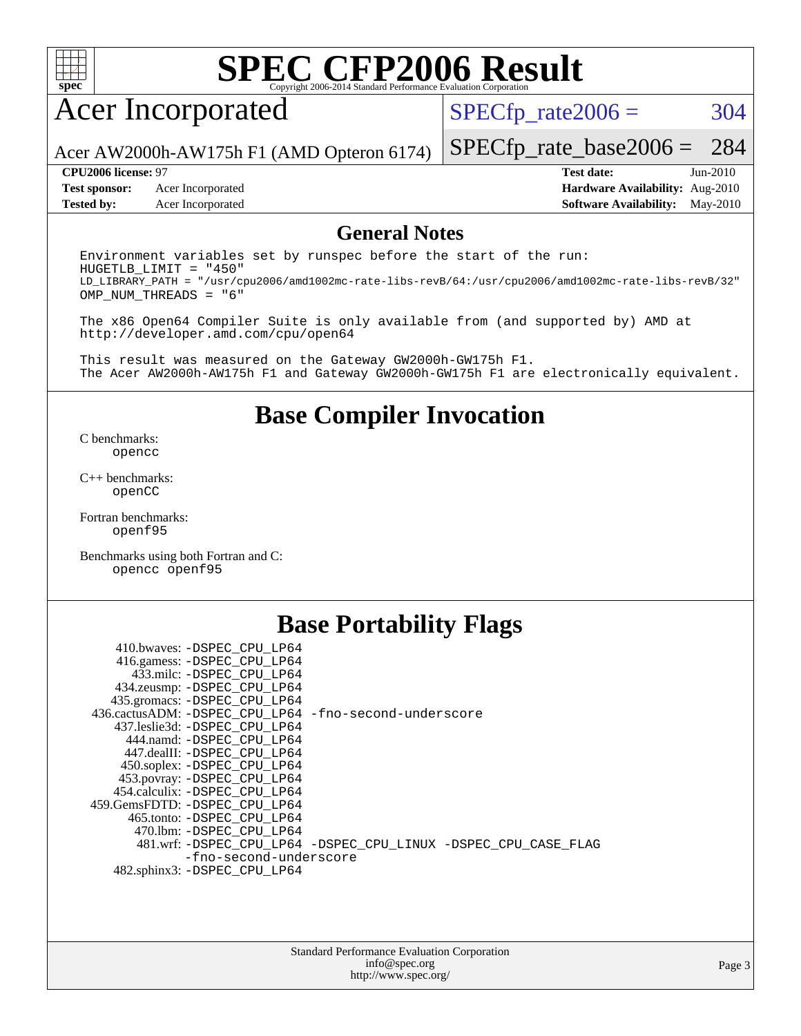# SPEC CFP2006 Result

Copyright 2006-2014 Standard Performance Evaluation Corporation

## Acer Incorporated

Acer AW2000h-AW175h F1 (AMD Opteron 6174)

SPECfp_rate2006 = 304

SPECfp_rate_base2006 = 284

**CPU2006 license:** 97

**Test sponsor:** Acer Incorporated

**Tested by:** Acer Incorporated

**Test date:** Jun-2010

**Hardware Availability:** Aug-2010

**Software Availability:** May-2010

## General Notes

```
Environment variables set by runspec before the start of the run:
HUGETLB_LIMIT = "450"
LD_LIBRARY_PATH = "/usr/cpu2006/amd1002mc-rate-libs-revB/64:/usr/cpu2006/amd1002mc-rate-libs-revB/32"
OMP_NUM_THREADS = "6"

The x86 Open64 Compiler Suite is only available from (and supported by) AMD at
http://developer.amd.com/cpu/open64

This result was measured on the Gateway GW2000h-GW175h F1.
The Acer AW2000h-AW175h F1 and Gateway GW2000h-GW175h F1 are electronically equivalent.
```

## Base Compiler Invocation

C benchmarks:
`opencc`

C++ benchmarks:
`openCC`

Fortran benchmarks:
`openf95`

Benchmarks using both Fortran and C:
`opencc openf95`

## Base Portability Flags

410.bwaves: -DSPEC_CPU_LP64
416.gamess: -DSPEC_CPU_LP64
433.milc: -DSPEC_CPU_LP64
434.zeusmp: -DSPEC_CPU_LP64
435.gromacs: -DSPEC_CPU_LP64
436.cactusADM: -DSPEC_CPU_LP64 -fno-second-underscore
437.leslie3d: -DSPEC_CPU_LP64
444.namd: -DSPEC_CPU_LP64
447.dealII: -DSPEC_CPU_LP64
450.soplex: -DSPEC_CPU_LP64
453.povray: -DSPEC_CPU_LP64
454.calculix: -DSPEC_CPU_LP64
459.GemsFDTD: -DSPEC_CPU_LP64
465.tonto: -DSPEC_CPU_LP64
470.lbm: -DSPEC_CPU_LP64
481.wrf: -DSPEC_CPU_LP64 -DSPEC_CPU_LINUX -DSPEC_CPU_CASE_FLAG -fno-second-underscore
482.sphinx3: -DSPEC_CPU_LP64

Standard Performance Evaluation Corporation
info@spec.org
http://www.spec.org/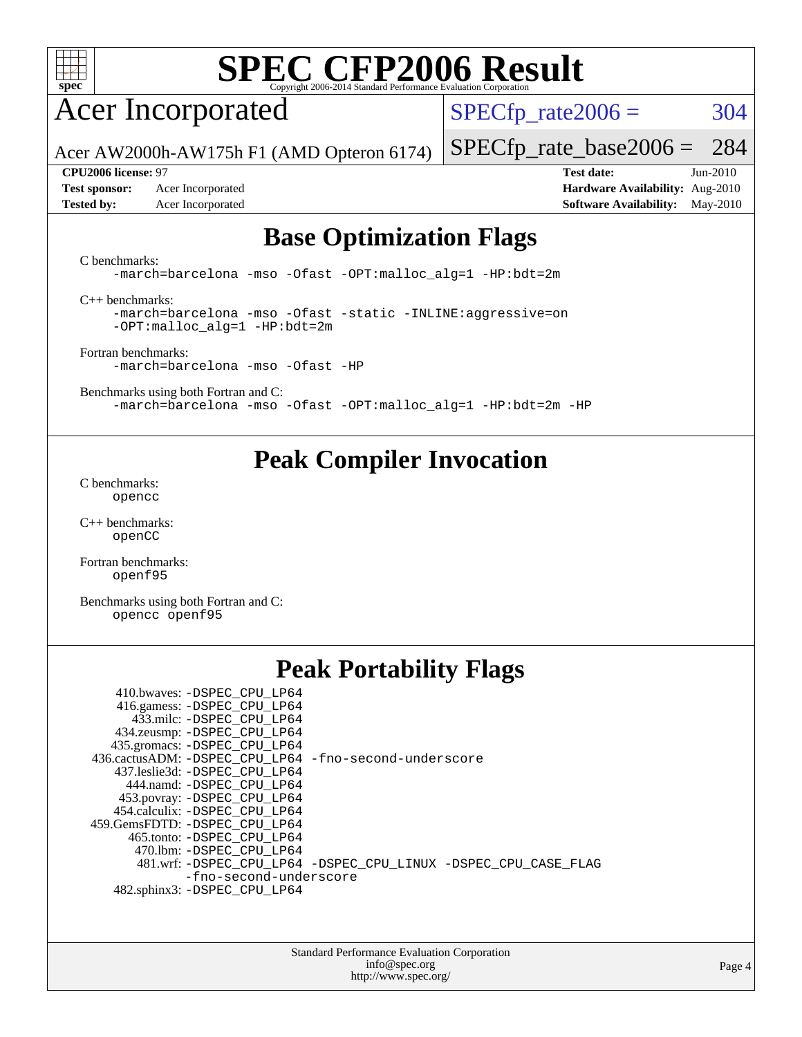# SPEC CFP2006 Result

Copyright 2006-2014 Standard Performance Evaluation Corporation

## Acer Incorporated

Acer AW2000h-AW175h F1 (AMD Opteron 6174)

SPECfp_rate2006 = 304

SPECfp_rate_base2006 = 284

**CPU2006 license:** 97
**Test sponsor:** Acer Incorporated
**Tested by:** Acer Incorporated

**Test date:** Jun-2010
**Hardware Availability:** Aug-2010
**Software Availability:** May-2010

## Base Optimization Flags

C benchmarks:

```
-march=barcelona -mso -Ofast -OPT:malloc_alg=1 -HP:bdt=2m
```

C++ benchmarks:

```
-march=barcelona -mso -Ofast -static -INLINE:aggressive=on
-OPT:malloc_alg=1 -HP:bdt=2m
```

Fortran benchmarks:

```
-march=barcelona -mso -Ofast -HP
```

Benchmarks using both Fortran and C:

```
-march=barcelona -mso -Ofast -OPT:malloc_alg=1 -HP:bdt=2m -HP
```

## Peak Compiler Invocation

C benchmarks:

```
opencc
```

C++ benchmarks:

```
openCC
```

Fortran benchmarks:

```
openf95
```

Benchmarks using both Fortran and C:

```
opencc openf95
```

## Peak Portability Flags

```
410.bwaves: -DSPEC_CPU_LP64
416.gamess: -DSPEC_CPU_LP64
433.milc: -DSPEC_CPU_LP64
434.zeusmp: -DSPEC_CPU_LP64
435.gromacs: -DSPEC_CPU_LP64
436.cactusADM: -DSPEC_CPU_LP64 -fno-second-underscore
437.leslie3d: -DSPEC_CPU_LP64
444.namd: -DSPEC_CPU_LP64
453.povray: -DSPEC_CPU_LP64
454.calculix: -DSPEC_CPU_LP64
459.GemsFDTD: -DSPEC_CPU_LP64
465.tonto: -DSPEC_CPU_LP64
470.lbm: -DSPEC_CPU_LP64
481.wrf: -DSPEC_CPU_LP64 -DSPEC_CPU_LINUX -DSPEC_CPU_CASE_FLAG
         -fno-second-underscore
482.sphinx3: -DSPEC_CPU_LP64
```

Standard Performance Evaluation Corporation
info@spec.org
http://www.spec.org/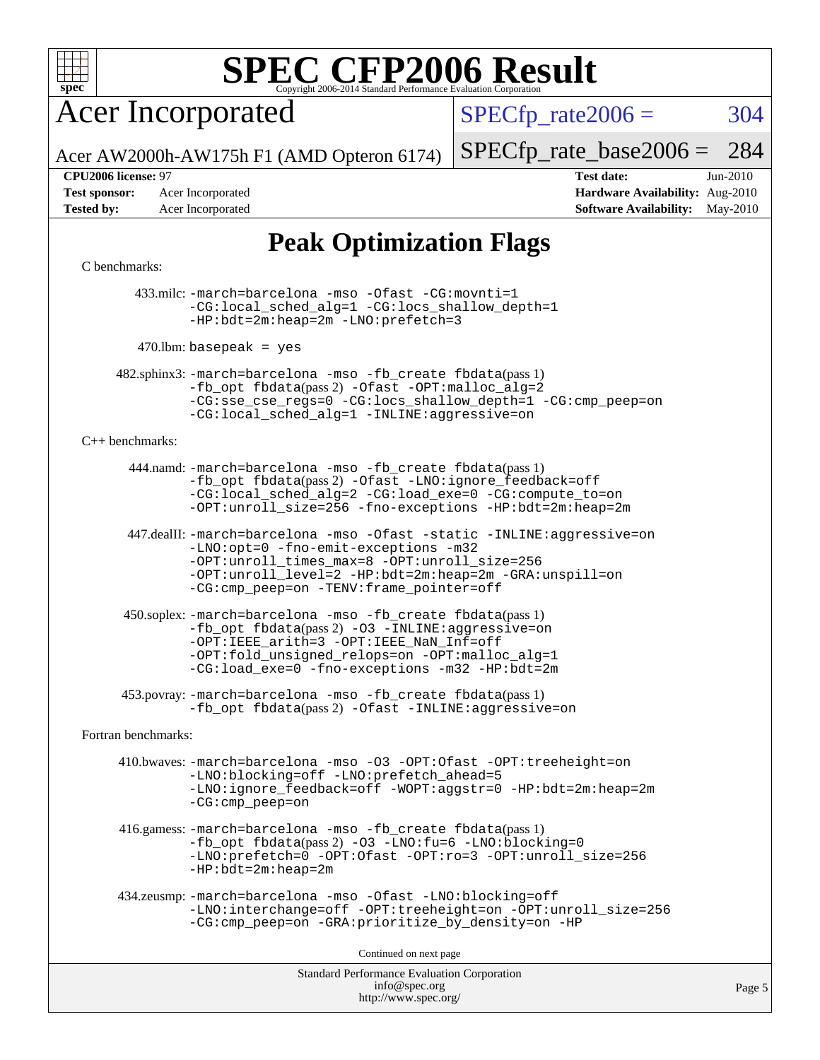# SPEC CFP2006 Result

Copyright 2006-2014 Standard Performance Evaluation Corporation

## Acer Incorporated

Acer AW2000h-AW175h F1 (AMD Opteron 6174)

SPECfp_rate2006 = 304

SPECfp_rate_base2006 = 284

**CPU2006 license:** 97
**Test sponsor:** Acer Incorporated
**Tested by:** Acer Incorporated

**Test date:** Jun-2010
**Hardware Availability:** Aug-2010
**Software Availability:** May-2010

## Peak Optimization Flags

C benchmarks:

433.milc: -march=barcelona -mso -Ofast -CG:movnti=1 -CG:local_sched_alg=1 -CG:locs_shallow_depth=1 -HP:bdt=2m:heap=2m -LNO:prefetch=3

470.lbm: basepeak = yes

482.sphinx3: -march=barcelona -mso -fb_create fbdata(pass 1) -fb_opt fbdata(pass 2) -Ofast -OPT:malloc_alg=2 -CG:sse_cse_regs=0 -CG:locs_shallow_depth=1 -CG:cmp_peep=on -CG:local_sched_alg=1 -INLINE:aggressive=on

C++ benchmarks:

444.namd: -march=barcelona -mso -fb_create fbdata(pass 1) -fb_opt fbdata(pass 2) -Ofast -LNO:ignore_feedback=off -CG:local_sched_alg=2 -CG:load_exe=0 -CG:compute_to=on -OPT:unroll_size=256 -fno-exceptions -HP:bdt=2m:heap=2m

447.dealII: -march=barcelona -mso -Ofast -static -INLINE:aggressive=on -LNO:opt=0 -fno-emit-exceptions -m32 -OPT:unroll_times_max=8 -OPT:unroll_size=256 -OPT:unroll_level=2 -HP:bdt=2m:heap=2m -GRA:unspill=on -CG:cmp_peep=on -TENV:frame_pointer=off

450.soplex: -march=barcelona -mso -fb_create fbdata(pass 1) -fb_opt fbdata(pass 2) -O3 -INLINE:aggressive=on -OPT:IEEE_arith=3 -OPT:IEEE_NaN_Inf=off -OPT:fold_unsigned_relops=on -OPT:malloc_alg=1 -CG:load_exe=0 -fno-exceptions -m32 -HP:bdt=2m

453.povray: -march=barcelona -mso -fb_create fbdata(pass 1) -fb_opt fbdata(pass 2) -Ofast -INLINE:aggressive=on

Fortran benchmarks:

410.bwaves: -march=barcelona -mso -O3 -OPT:Ofast -OPT:treeheight=on -LNO:blocking=off -LNO:prefetch_ahead=5 -LNO:ignore_feedback=off -WOPT:aggstr=0 -HP:bdt=2m:heap=2m -CG:cmp_peep=on

416.gamess: -march=barcelona -mso -fb_create fbdata(pass 1) -fb_opt fbdata(pass 2) -O3 -LNO:fu=6 -LNO:blocking=0 -LNO:prefetch=0 -OPT:Ofast -OPT:ro=3 -OPT:unroll_size=256 -HP:bdt=2m:heap=2m

434.zeusmp: -march=barcelona -mso -Ofast -LNO:blocking=off -LNO:interchange=off -OPT:treeheight=on -OPT:unroll_size=256 -CG:cmp_peep=on -GRA:prioritize_by_density=on -HP

Continued on next page

Standard Performance Evaluation Corporation
info@spec.org
http://www.spec.org/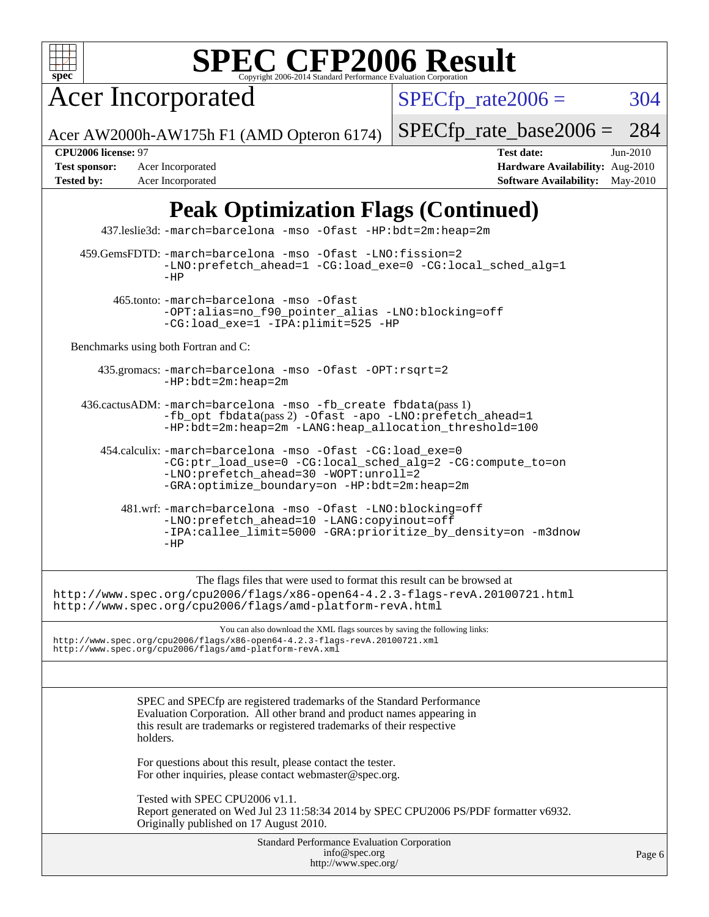# Peak Optimization Flags (Continued)

437.leslie3d: -march=barcelona -mso -Ofast -HP:bdt=2m:heap=2m

459.GemsFDTD: -march=barcelona -mso -Ofast -LNO:fission=2 -LNO:prefetch_ahead=1 -CG:load_exe=0 -CG:local_sched_alg=1 -HP

465.tonto: -march=barcelona -mso -Ofast -OPT:alias=no_f90_pointer_alias -LNO:blocking=off -CG:load_exe=1 -IPA:plimit=525 -HP

Benchmarks using both Fortran and C:

435.gromacs: -march=barcelona -mso -Ofast -OPT:rsqrt=2 -HP:bdt=2m:heap=2m

436.cactusADM: -march=barcelona -mso -fb_create fbdata(pass 1) -fb_opt fbdata(pass 2) -Ofast -apo -LNO:prefetch_ahead=1 -HP:bdt=2m:heap=2m -LANG:heap_allocation_threshold=100

454.calculix: -march=barcelona -mso -Ofast -CG:load_exe=0 -CG:ptr_load_use=0 -CG:local_sched_alg=2 -CG:compute_to=on -LNO:prefetch_ahead=30 -WOPT:unroll=2 -GRA:optimize_boundary=on -HP:bdt=2m:heap=2m

481.wrf: -march=barcelona -mso -Ofast -LNO:blocking=off -LNO:prefetch_ahead=10 -LANG:copyinout=off -IPA:callee_limit=5000 -GRA:prioritize_by_density=on -m3dnow -HP

The flags files that were used to format this result can be browsed at
http://www.spec.org/cpu2006/flags/x86-open64-4.2.3-flags-revA.20100721.html
http://www.spec.org/cpu2006/flags/amd-platform-revA.html

You can also download the XML flags sources by saving the following links:
http://www.spec.org/cpu2006/flags/x86-open64-4.2.3-flags-revA.20100721.xml
http://www.spec.org/cpu2006/flags/amd-platform-revA.xml

SPEC and SPECfp are registered trademarks of the Standard Performance Evaluation Corporation. All other brand and product names appearing in this result are trademarks or registered trademarks of their respective holders.

For questions about this result, please contact the tester.
For other inquiries, please contact webmaster@spec.org.

Tested with SPEC CPU2006 v1.1.
Report generated on Wed Jul 23 11:58:34 2014 by SPEC CPU2006 PS/PDF formatter v6932.
Originally published on 17 August 2010.